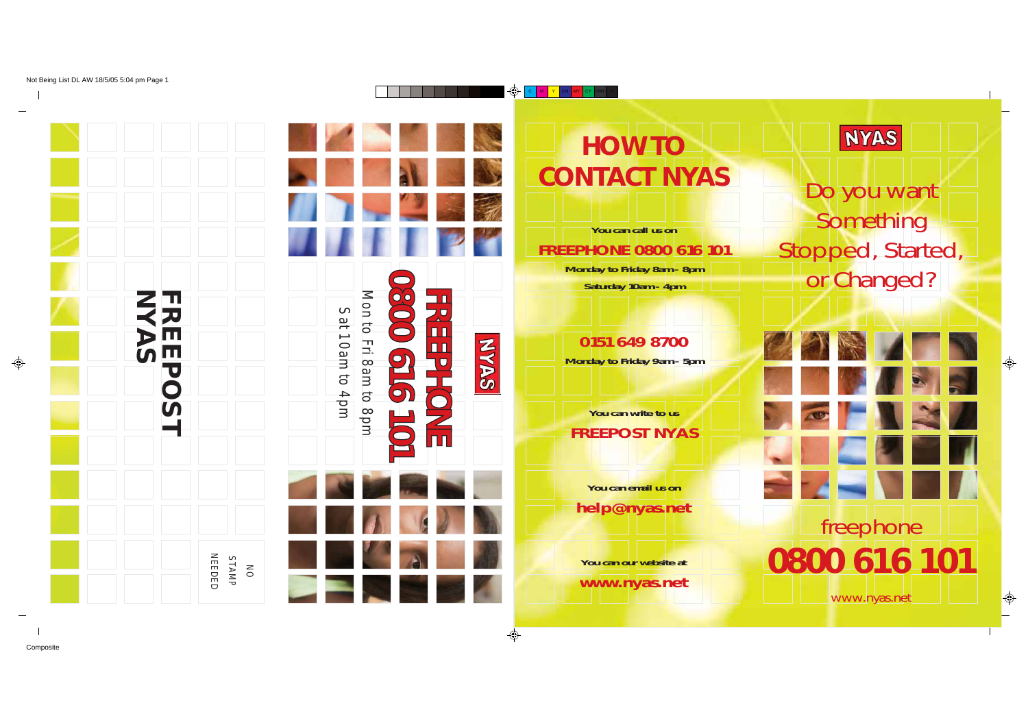FREEPOST
NYAS

NO
STAMP
NEEDED

NYAS

FREEPHONE
0800 616 101

Mon to Fri 8am to 8pm
Sat 10am to 4pm

# HOW TO CONTACT NYAS

You can call us on

**FREEPHONE 0800 616 101**

Monday to Friday 8am - 8pm

Saturday 10am - 4pm

**0151 649 8700**

Monday to Friday 9am - 5pm

You can write to us

**FREEPOST NYAS**

You can email us on

**help@nyas.net**

You can our website at

**www.nyas.net**

NYAS

## Do you want Something Stopped, Started, or Changed?

freephone

**0800 616 101**

www.nyas.net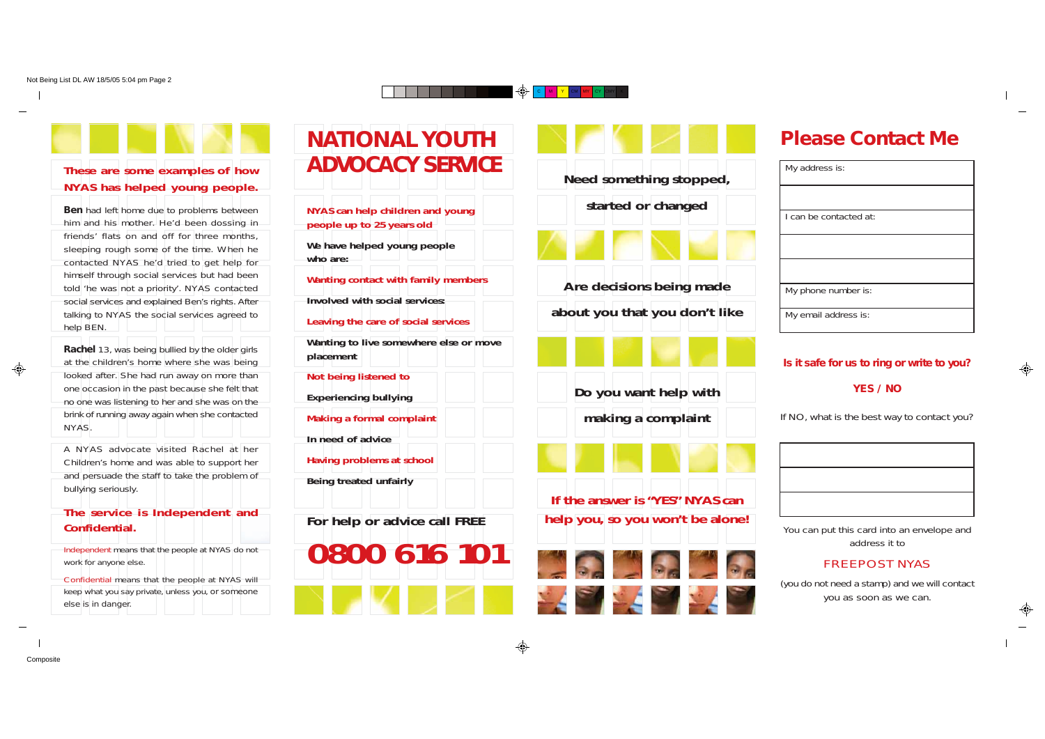**These are some examples of how NYAS has helped young people.**

**Ben** had left home due to problems between him and his mother. He'd been dossing in friends' flats on and off for three months, sleeping rough some of the time. When he contacted NYAS he'd tried to get help for himself through social services but had been told 'he was not a priority'. NYAS contacted social services and explained Ben's rights. After talking to NYAS the social services agreed to help BEN.

**Rachel** 13, was being bullied by the older girls at the children's home where she was being looked after. She had run away on more than one occasion in the past because she felt that no one was listening to her and she was on the brink of running away again when she contacted NYAS.

A NYAS advocate visited Rachel at her Children's home and was able to support her and persuade the staff to take the problem of bullying seriously.

**The service is Independent and Confidential.**

Independent means that the people at NYAS do not work for anyone else.

Confidential means that the people at NYAS will keep what you say private, unless you, or someone else is in danger.

# NATIONAL YOUTH ADVOCACY SERVICE

**NYAS can help children and young people up to 25 years old**

**We have helped young people who are:**

- **Wanting contact with family members**
- **Involved with social services**
- **Leaving the care of social services**
- **Wanting to live somewhere else or move placement**
- **Not being listened to**
- **Experiencing bullying**
- **Making a formal complaint**
- **In need of advice**
- **Having problems at school**
- **Being treated unfairly**

**For help or advice call FREE**

# 0800 616 101

**Need something stopped, started or changed**

**Are decisions being made about you that you don't like**

**Do you want help with making a complaint**

**If the answer is "YES" NYAS can help you, so you won't be alone!**

## Please Contact Me

| My address is: |
|---|
| |
| I can be contacted at: |
| |
| |
| My phone number is: |
| My email address is: |

**Is it safe for us to ring or write to you?**

**YES / NO**

If NO, what is the best way to contact you?

| |
|---|
| |
| |
| |

You can put this card into an envelope and address it to

FREEPOST NYAS

(you do not need a stamp) and we will contact you as soon as we can.